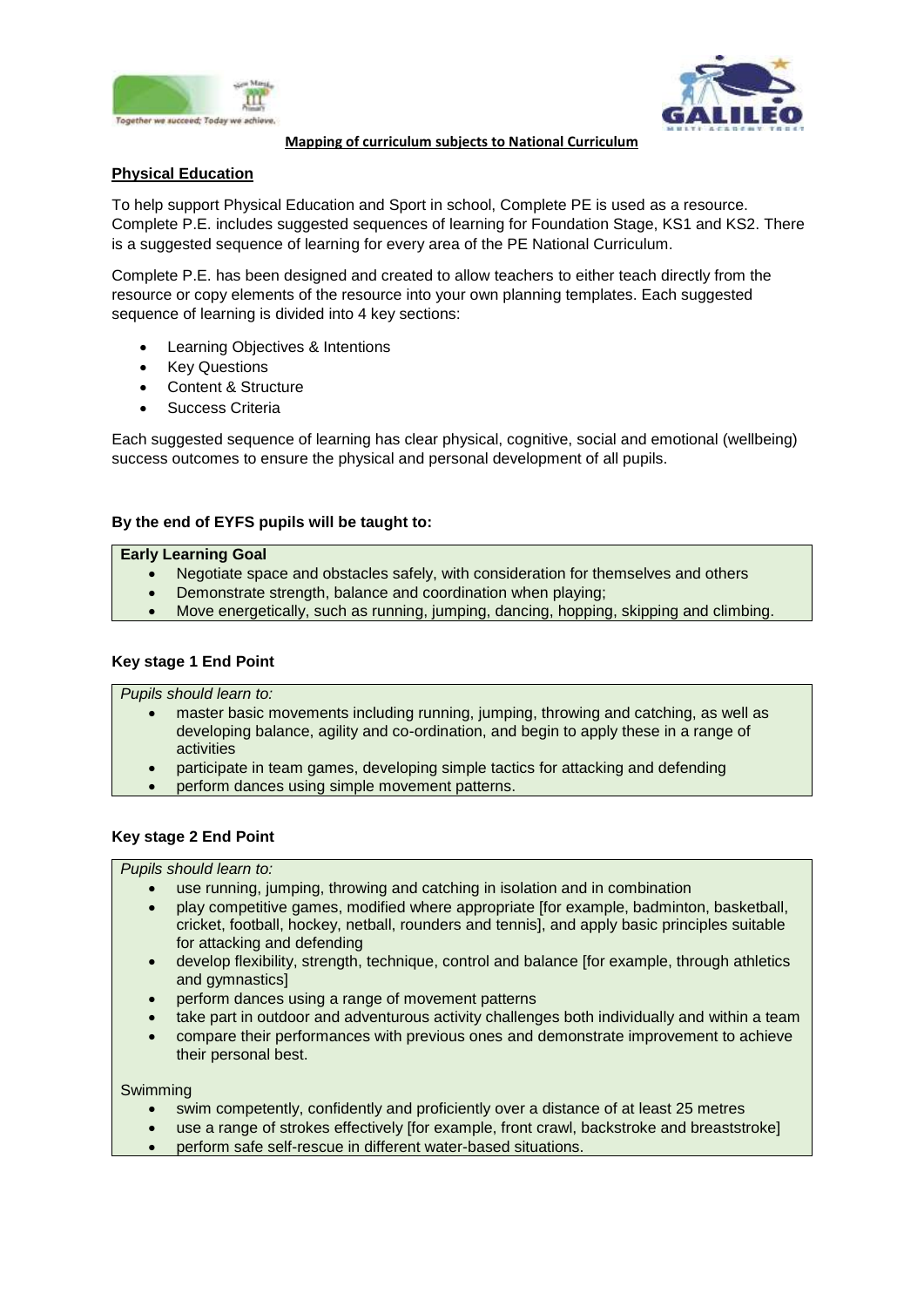**Mapping of curriculum subjects to National Curriculum**

## Physical Education

To help support Physical Education and Sport in school, Complete PE is used as a resource. Complete P.E. includes suggested sequences of learning for Foundation Stage, KS1 and KS2. There is a suggested sequence of learning for every area of the PE National Curriculum.

Complete P.E. has been designed and created to allow teachers to either teach directly from the resource or copy elements of the resource into your own planning templates. Each suggested sequence of learning is divided into 4 key sections:

- Learning Objectives & Intentions
- Key Questions
- Content & Structure
- Success Criteria

Each suggested sequence of learning has clear physical, cognitive, social and emotional (wellbeing) success outcomes to ensure the physical and personal development of all pupils.

### By the end of EYFS pupils will be taught to:

**Early Learning Goal**

- Negotiate space and obstacles safely, with consideration for themselves and others
- Demonstrate strength, balance and coordination when playing;
- Move energetically, such as running, jumping, dancing, hopping, skipping and climbing.

### Key stage 1 End Point

*Pupils should learn to:*

- master basic movements including running, jumping, throwing and catching, as well as developing balance, agility and co-ordination, and begin to apply these in a range of activities
- participate in team games, developing simple tactics for attacking and defending
- perform dances using simple movement patterns.

### Key stage 2 End Point

*Pupils should learn to:*

- use running, jumping, throwing and catching in isolation and in combination
- play competitive games, modified where appropriate [for example, badminton, basketball, cricket, football, hockey, netball, rounders and tennis], and apply basic principles suitable for attacking and defending
- develop flexibility, strength, technique, control and balance [for example, through athletics and gymnastics]
- perform dances using a range of movement patterns
- take part in outdoor and adventurous activity challenges both individually and within a team
- compare their performances with previous ones and demonstrate improvement to achieve their personal best.

Swimming

- swim competently, confidently and proficiently over a distance of at least 25 metres
- use a range of strokes effectively [for example, front crawl, backstroke and breaststroke]
- perform safe self-rescue in different water-based situations.